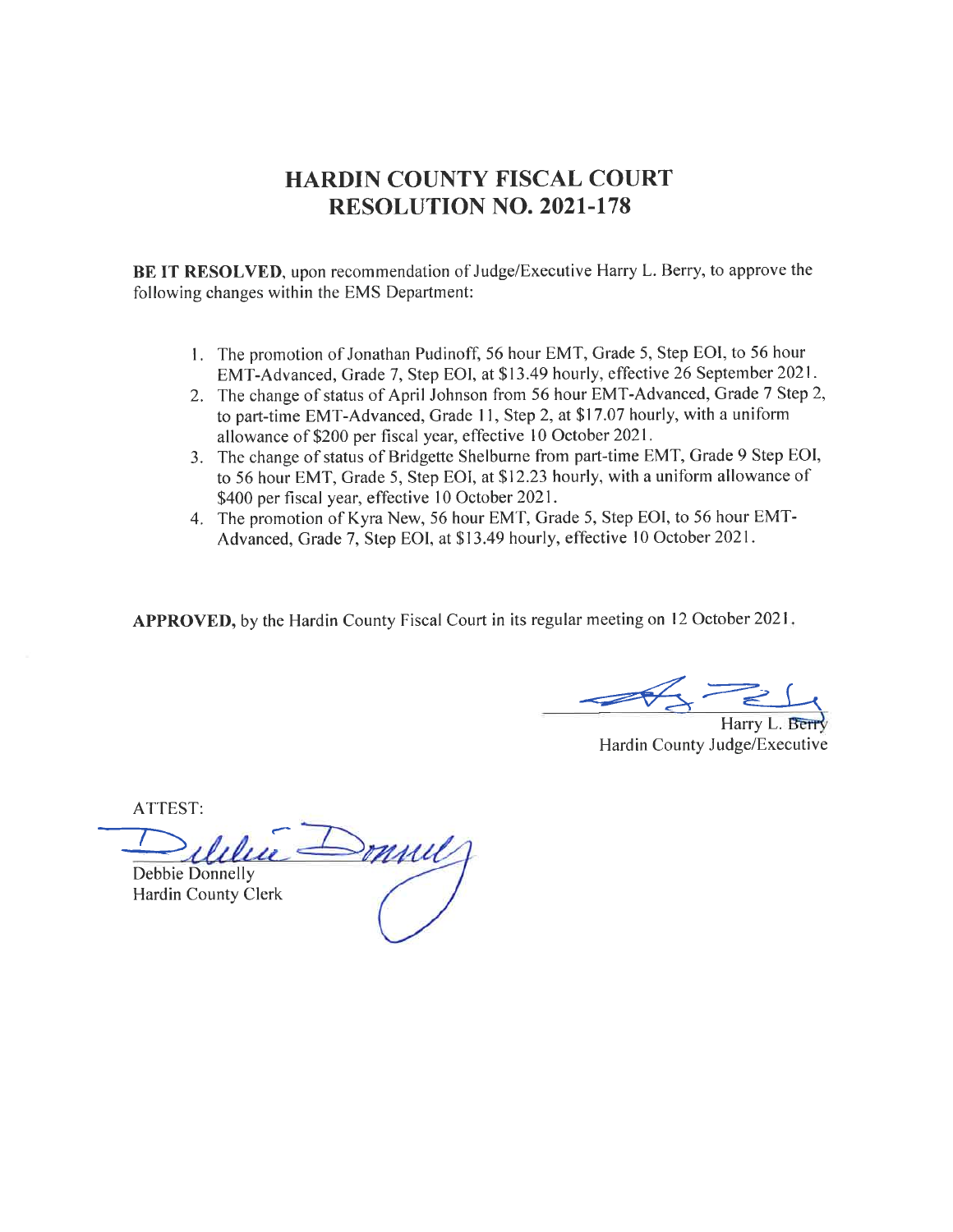# HARDIN COUNTY FISCAL COURT
# RESOLUTION NO. 2021-178

**BE IT RESOLVED**, upon recommendation of Judge/Executive Harry L. Berry, to approve the following changes within the EMS Department:

1. The promotion of Jonathan Pudinoff, 56 hour EMT, Grade 5, Step EOI, to 56 hour EMT-Advanced, Grade 7, Step EOI, at $13.49 hourly, effective 26 September 2021.
2. The change of status of April Johnson from 56 hour EMT-Advanced, Grade 7 Step 2, to part-time EMT-Advanced, Grade 11, Step 2, at $17.07 hourly, with a uniform allowance of $200 per fiscal year, effective 10 October 2021.
3. The change of status of Bridgette Shelburne from part-time EMT, Grade 9 Step EOI, to 56 hour EMT, Grade 5, Step EOI, at $12.23 hourly, with a uniform allowance of $400 per fiscal year, effective 10 October 2021.
4. The promotion of Kyra New, 56 hour EMT, Grade 5, Step EOI, to 56 hour EMT-Advanced, Grade 7, Step EOI, at $13.49 hourly, effective 10 October 2021.

**APPROVED,** by the Hardin County Fiscal Court in its regular meeting on 12 October 2021.

Harry L. Berry
Hardin County Judge/Executive

ATTEST:

Debbie Donnelly
Hardin County Clerk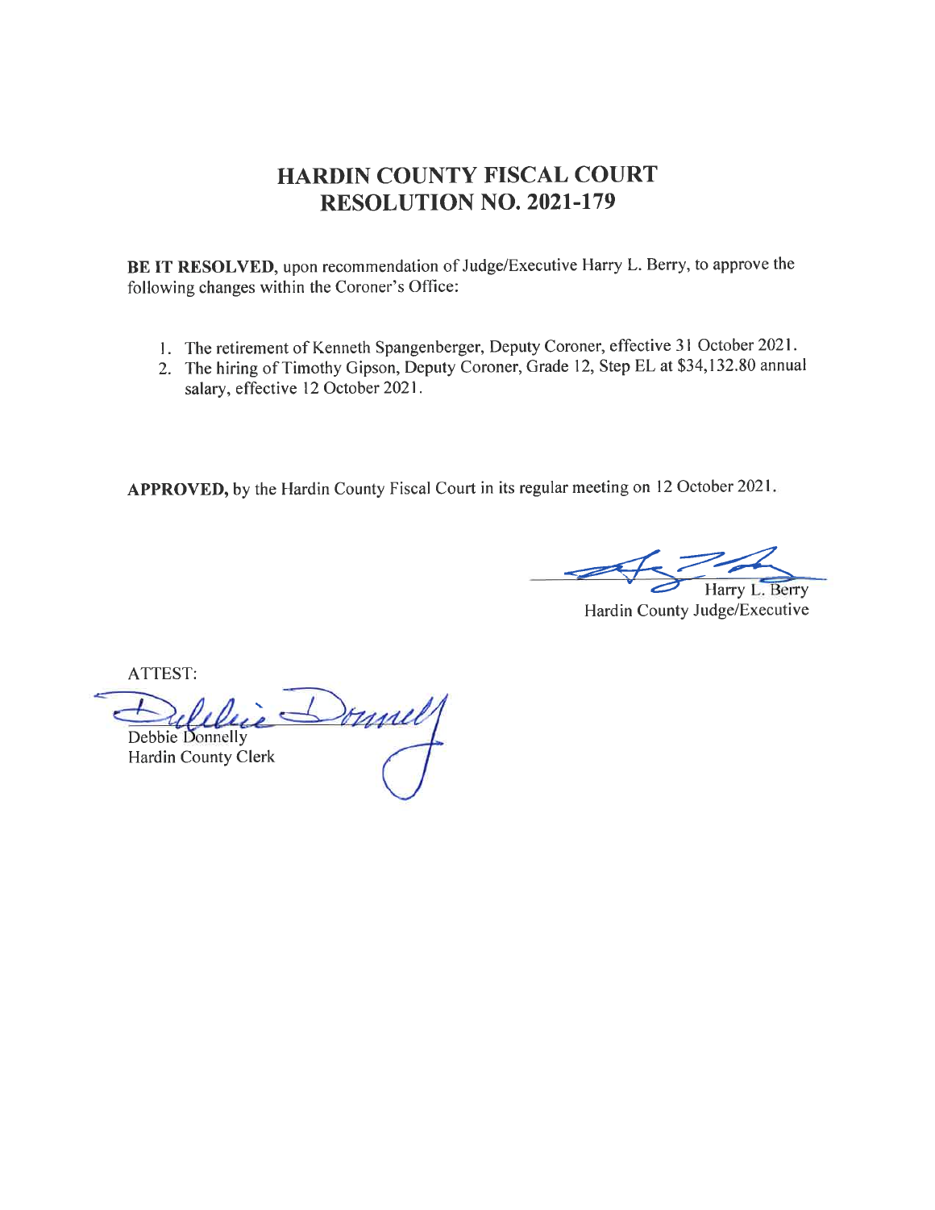# HARDIN COUNTY FISCAL COURT
# RESOLUTION NO. 2021-179

**BE IT RESOLVED**, upon recommendation of Judge/Executive Harry L. Berry, to approve the following changes within the Coroner's Office:

1. The retirement of Kenneth Spangenberger, Deputy Coroner, effective 31 October 2021.
2. The hiring of Timothy Gipson, Deputy Coroner, Grade 12, Step EL at $34,132.80 annual salary, effective 12 October 2021.

**APPROVED,** by the Hardin County Fiscal Court in its regular meeting on 12 October 2021.

Harry L. Berry
Hardin County Judge/Executive

ATTEST:

Debbie Donnelly
Hardin County Clerk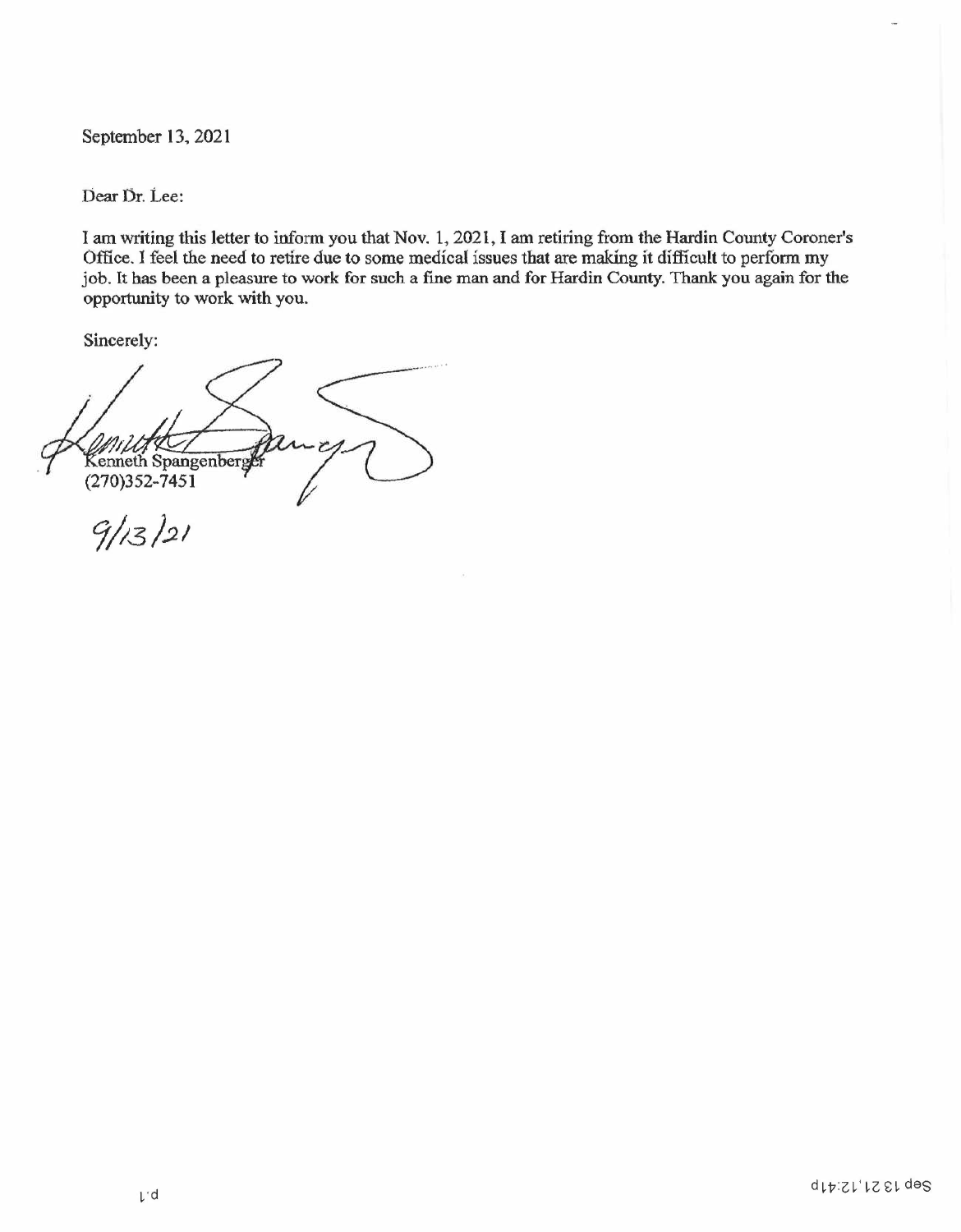September 13, 2021

Dear Dr. Lee:

I am writing this letter to inform you that Nov. 1, 2021, I am retiring from the Hardin County Coroner's Office. I feel the need to retire due to some medical issues that are making it difficult to perform my job. It has been a pleasure to work for such a fine man and for Hardin County. Thank you again for the opportunity to work with you.

Sincerely:

Kenneth Spangenberger
(270)352-7451

9/13/21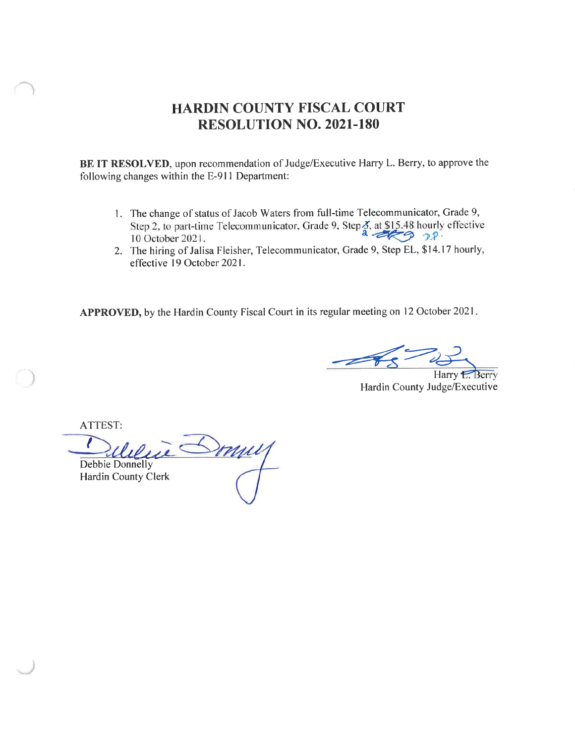# HARDIN COUNTY FISCAL COURT
# RESOLUTION NO. 2021-180

**BE IT RESOLVED**, upon recommendation of Judge/Executive Harry L. Berry, to approve the following changes within the E-911 Department:

1. The change of status of Jacob Waters from full-time Telecommunicator, Grade 9, Step 2, to part-time Telecommunicator, Grade 9, Step 3 2, at $15.48 hourly effective 10 October 2021.
2. The hiring of Jalisa Fleisher, Telecommunicator, Grade 9, Step EL, $14.17 hourly, effective 19 October 2021.

**APPROVED,** by the Hardin County Fiscal Court in its regular meeting on 12 October 2021.

Harry L. Berry
Hardin County Judge/Executive

ATTEST:

Debbie Donnelly
Hardin County Clerk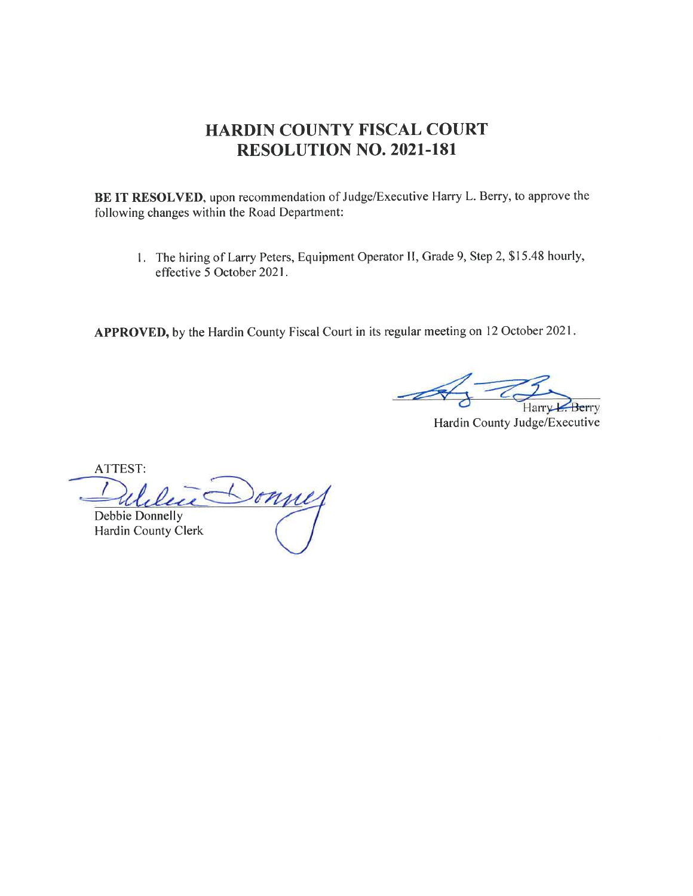# HARDIN COUNTY FISCAL COURT
# RESOLUTION NO. 2021-181

**BE IT RESOLVED**, upon recommendation of Judge/Executive Harry L. Berry, to approve the following changes within the Road Department:

1. The hiring of Larry Peters, Equipment Operator II, Grade 9, Step 2, $15.48 hourly, effective 5 October 2021.

**APPROVED,** by the Hardin County Fiscal Court in its regular meeting on 12 October 2021.

Harry L. Berry
Hardin County Judge/Executive

ATTEST:

Debbie Donnelly
Hardin County Clerk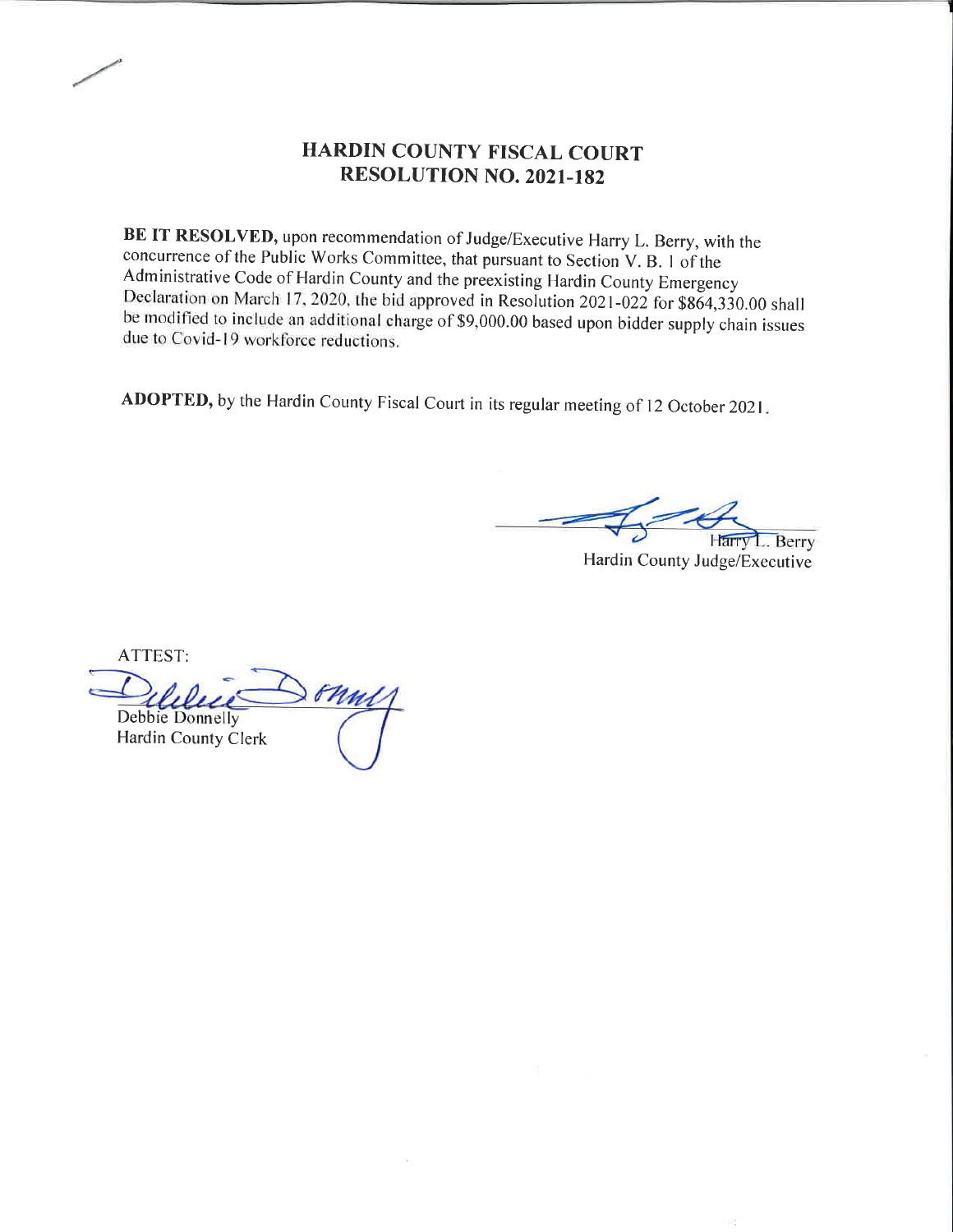# HARDIN COUNTY FISCAL COURT
## RESOLUTION NO. 2021-182

**BE IT RESOLVED,** upon recommendation of Judge/Executive Harry L. Berry, with the concurrence of the Public Works Committee, that pursuant to Section V. B. 1 of the Administrative Code of Hardin County and the preexisting Hardin County Emergency Declaration on March 17, 2020, the bid approved in Resolution 2021-022 for $864,330.00 shall be modified to include an additional charge of $9,000.00 based upon bidder supply chain issues due to Covid-19 workforce reductions.

**ADOPTED,** by the Hardin County Fiscal Court in its regular meeting of 12 October 2021.

Harry L. Berry
Hardin County Judge/Executive

ATTEST:

Debbie Donnelly
Hardin County Clerk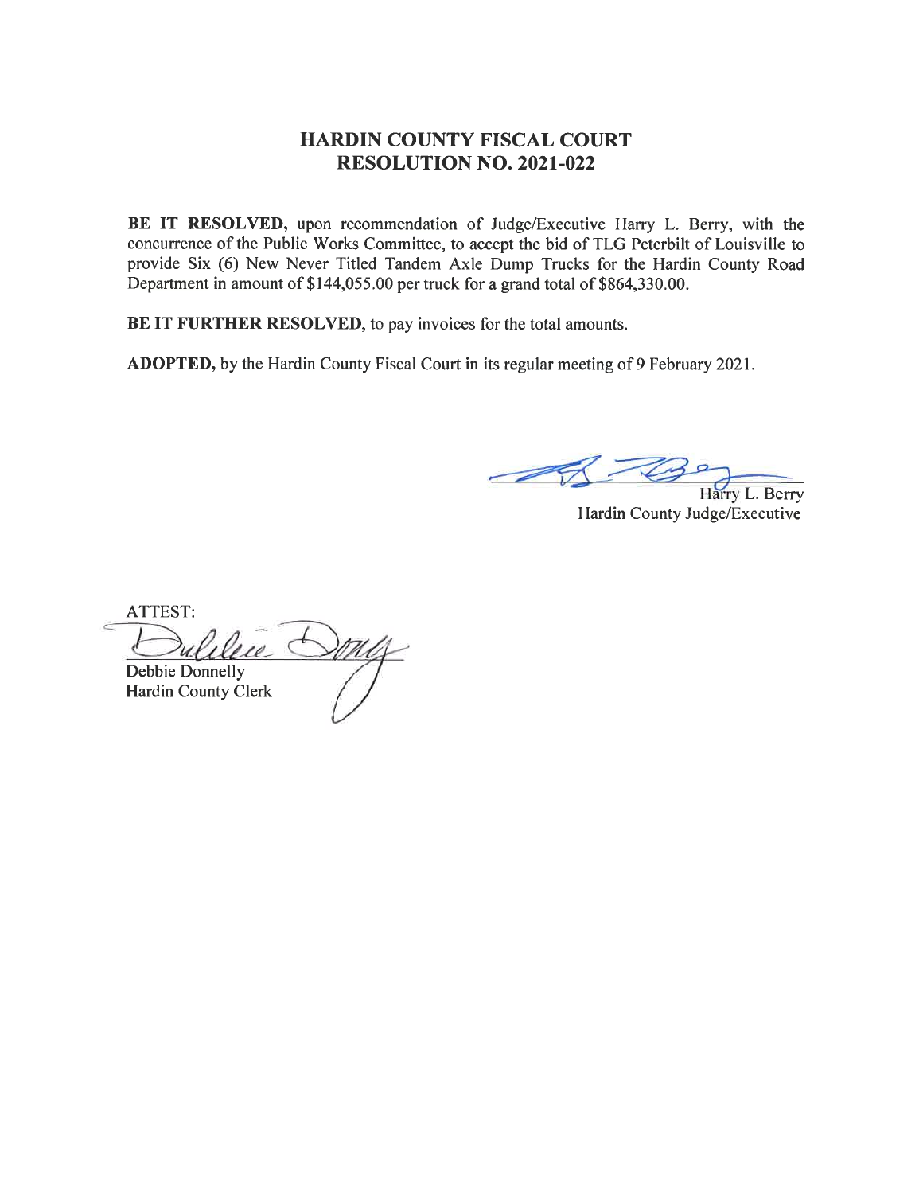# HARDIN COUNTY FISCAL COURT
# RESOLUTION NO. 2021-022

**BE IT RESOLVED,** upon recommendation of Judge/Executive Harry L. Berry, with the concurrence of the Public Works Committee, to accept the bid of TLG Peterbilt of Louisville to provide Six (6) New Never Titled Tandem Axle Dump Trucks for the Hardin County Road Department in amount of $144,055.00 per truck for a grand total of $864,330.00.

**BE IT FURTHER RESOLVED,** to pay invoices for the total amounts.

**ADOPTED,** by the Hardin County Fiscal Court in its regular meeting of 9 February 2021.

Harry L. Berry
Hardin County Judge/Executive

ATTEST:

Debbie Donnelly
Hardin County Clerk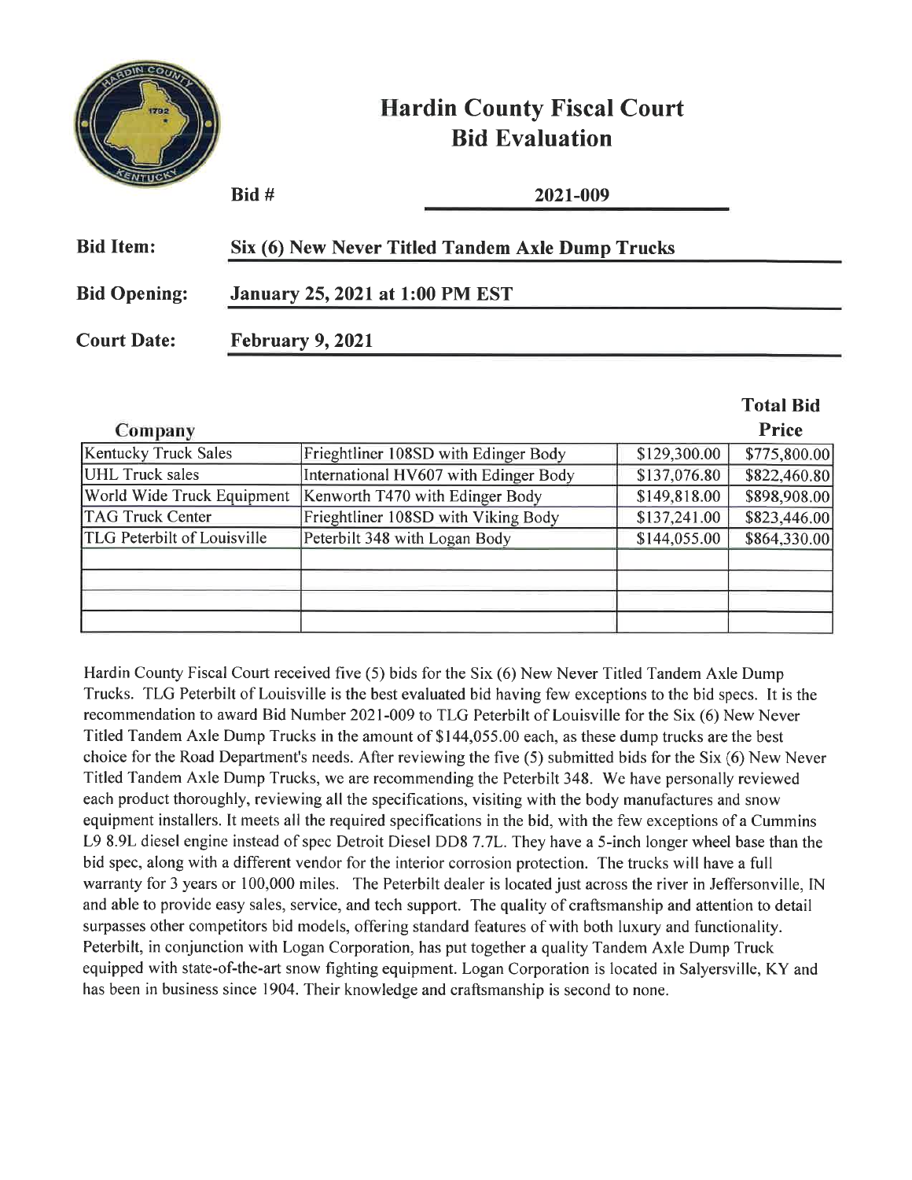# Hardin County Fiscal Court
## Bid Evaluation

**Bid #** **2021-009**

**Bid Item:** **Six (6) New Never Titled Tandem Axle Dump Trucks**

**Bid Opening:** **January 25, 2021 at 1:00 PM EST**

**Court Date:** **February 9, 2021**

| Company | | | Total Bid Price |
|---|---|---|---|
| Kentucky Truck Sales | Frieghtliner 108SD with Edinger Body | $129,300.00 | $775,800.00 |
| UHL Truck sales | International HV607 with Edinger Body | $137,076.80 | $822,460.80 |
| World Wide Truck Equipment | Kenworth T470 with Edinger Body | $149,818.00 | $898,908.00 |
| TAG Truck Center | Frieghtliner 108SD with Viking Body | $137,241.00 | $823,446.00 |
| TLG Peterbilt of Louisville | Peterbilt 348 with Logan Body | $144,055.00 | $864,330.00 |
| | | | |
| | | | |
| | | | |
| | | | |

Hardin County Fiscal Court received five (5) bids for the Six (6) New Never Titled Tandem Axle Dump Trucks. TLG Peterbilt of Louisville is the best evaluated bid having few exceptions to the bid specs. It is the recommendation to award Bid Number 2021-009 to TLG Peterbilt of Louisville for the Six (6) New Never Titled Tandem Axle Dump Trucks in the amount of $144,055.00 each, as these dump trucks are the best choice for the Road Department's needs. After reviewing the five (5) submitted bids for the Six (6) New Never Titled Tandem Axle Dump Trucks, we are recommending the Peterbilt 348. We have personally reviewed each product thoroughly, reviewing all the specifications, visiting with the body manufactures and snow equipment installers. It meets all the required specifications in the bid, with the few exceptions of a Cummins L9 8.9L diesel engine instead of spec Detroit Diesel DD8 7.7L. They have a 5-inch longer wheel base than the bid spec, along with a different vendor for the interior corrosion protection. The trucks will have a full warranty for 3 years or 100,000 miles. The Peterbilt dealer is located just across the river in Jeffersonville, IN and able to provide easy sales, service, and tech support. The quality of craftsmanship and attention to detail surpasses other competitors bid models, offering standard features of with both luxury and functionality. Peterbilt, in conjunction with Logan Corporation, has put together a quality Tandem Axle Dump Truck equipped with state-of-the-art snow fighting equipment. Logan Corporation is located in Salyersville, KY and has been in business since 1904. Their knowledge and craftsmanship is second to none.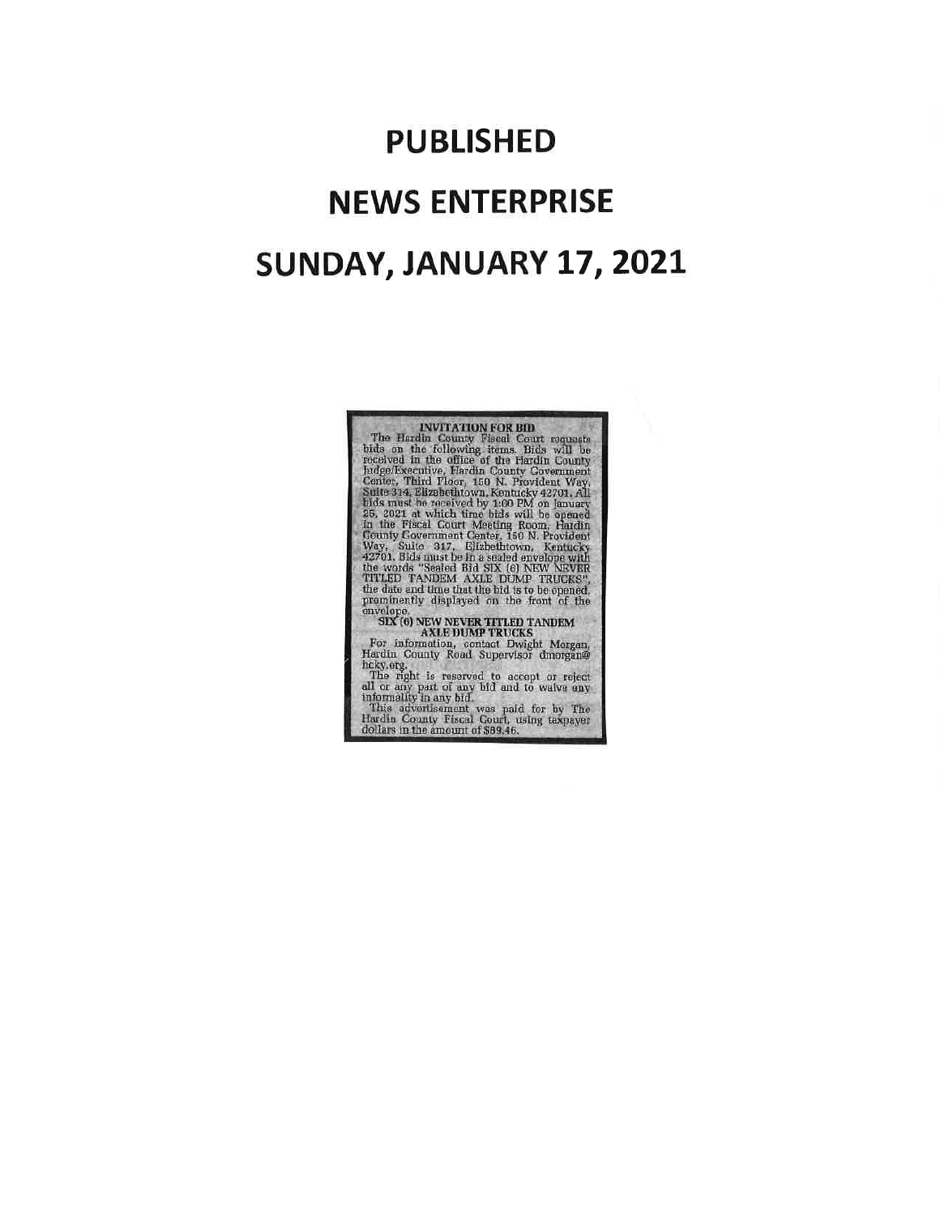# PUBLISHED

# NEWS ENTERPRISE

# SUNDAY, JANUARY 17, 2021

**INVITATION FOR BID**

The Hardin County Fiscal Court requests bids on the following items. Bids will be received in the office of the Hardin County Judge/Executive, Hardin County Government Center, Third Floor, 150 N. Provident Way, Suite 314, Elizabethtown, Kentucky 42701. All bids must be received by 1:00 PM on January 25, 2021 at which time bids will be opened in the Fiscal Court Meeting Room, Hardin County Government Center, 150 N. Provident Way, Suite 317, Elizabethtown, Kentucky 42701. Bids must be in a sealed envelope with the words "Sealed Bid SIX (6) NEW NEVER TITLED TANDEM AXLE DUMP TRUCKS", the date and time that the bid is to be opened, prominently displayed on the front of the envelope.

**SIX (6) NEW NEVER TITLED TANDEM AXLE DUMP TRUCKS**

For information, contact Dwight Morgan, Hardin County Road Supervisor dmorgan@hcky.org.

The right is reserved to accept or reject all or any part of any bid and to waive any informality in any bid.

This advertisement was paid for by The Hardin County Fiscal Court, using taxpayer dollars in the amount of $89.46.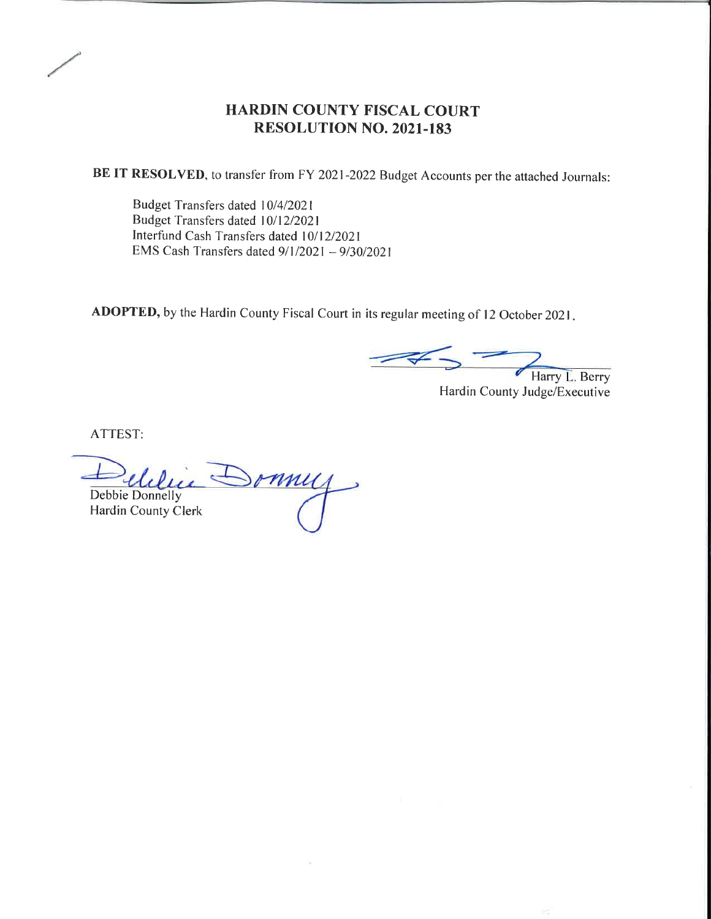# HARDIN COUNTY FISCAL COURT
## RESOLUTION NO. 2021-183

**BE IT RESOLVED**, to transfer from FY 2021-2022 Budget Accounts per the attached Journals:

Budget Transfers dated 10/4/2021
Budget Transfers dated 10/12/2021
Interfund Cash Transfers dated 10/12/2021
EMS Cash Transfers dated 9/1/2021 – 9/30/2021

**ADOPTED,** by the Hardin County Fiscal Court in its regular meeting of 12 October 2021.

Harry L. Berry
Hardin County Judge/Executive

ATTEST:

Debbie Donnelly
Hardin County Clerk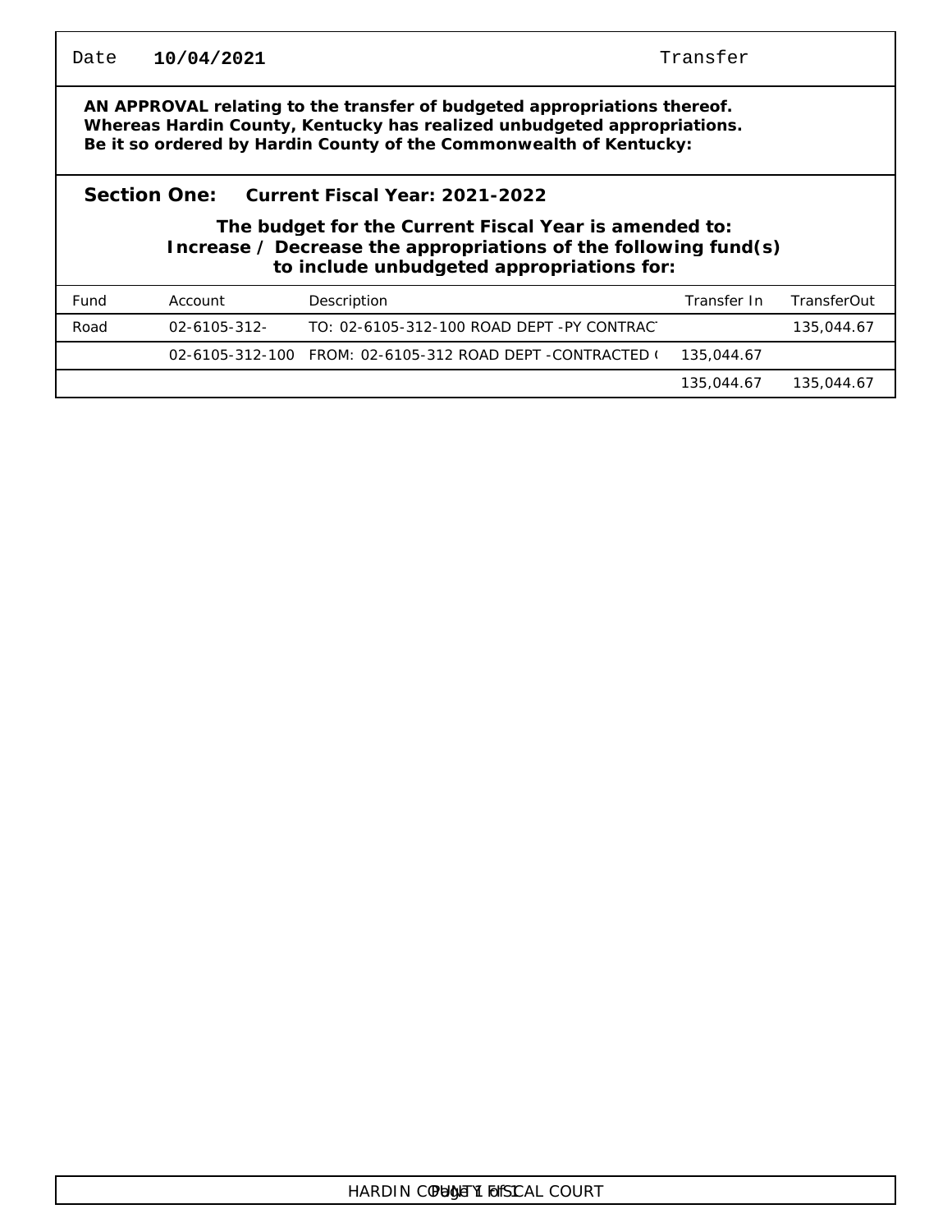Date **10/04/2021** Transfer

**AN APPROVAL relating to the transfer of budgeted appropriations thereof.**
**Whereas Hardin County, Kentucky has realized unbudgeted appropriations.**
**Be it so ordered by Hardin County of the Commonwealth of Kentucky:**

**Section One: Current Fiscal Year: 2021-2022**

**The budget for the Current Fiscal Year is amended to:**
**Increase / Decrease the appropriations of the following fund(s)**
**to include unbudgeted appropriations for:**

| Fund | Account | Description | Transfer In | TransferOut |
|---|---|---|---|---|
| Road | 02-6105-312- | TO: 02-6105-312-100 ROAD DEPT -PY CONTRAC |  | 135,044.67 |
|  | 02-6105-312-100 | FROM: 02-6105-312 ROAD DEPT -CONTRACTED ( | 135,044.67 |  |
|  |  |  | 135,044.67 | 135,044.67 |

HARDIN COUNTY FISCAL COURT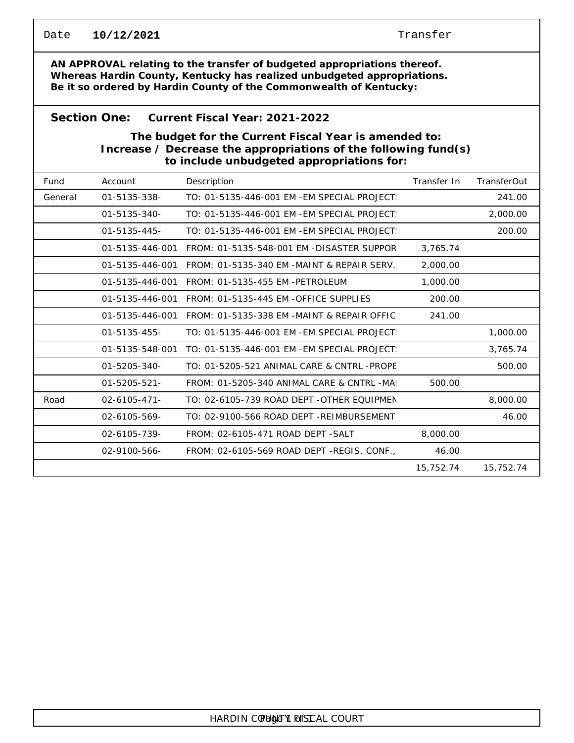Date **10/12/2021** Transfer

**AN APPROVAL relating to the transfer of budgeted appropriations thereof.**
**Whereas Hardin County, Kentucky has realized unbudgeted appropriations.**
**Be it so ordered by Hardin County of the Commonwealth of Kentucky:**

**Section One: Current Fiscal Year: 2021-2022**

**The budget for the Current Fiscal Year is amended to:**
**Increase / Decrease the appropriations of the following fund(s) to include unbudgeted appropriations for:**

| Fund | Account | Description | Transfer In | TransferOut |
|---|---|---|---|---|
| General | 01-5135-338- | TO: 01-5135-446-001 EM -EM SPECIAL PROJECTS | | 241.00 |
| | 01-5135-340- | TO: 01-5135-446-001 EM -EM SPECIAL PROJECTS | | 2,000.00 |
| | 01-5135-445- | TO: 01-5135-446-001 EM -EM SPECIAL PROJECTS | | 200.00 |
| | 01-5135-446-001 | FROM: 01-5135-548-001 EM -DISASTER SUPPOR | 3,765.74 | |
| | 01-5135-446-001 | FROM: 01-5135-340 EM -MAINT & REPAIR SERV. | 2,000.00 | |
| | 01-5135-446-001 | FROM: 01-5135-455 EM -PETROLEUM | 1,000.00 | |
| | 01-5135-446-001 | FROM: 01-5135-445 EM -OFFICE SUPPLIES | 200.00 | |
| | 01-5135-446-001 | FROM: 01-5135-338 EM -MAINT & REPAIR OFFIC | 241.00 | |
| | 01-5135-455- | TO: 01-5135-446-001 EM -EM SPECIAL PROJECTS | | 1,000.00 |
| | 01-5135-548-001 | TO: 01-5135-446-001 EM -EM SPECIAL PROJECTS | | 3,765.74 |
| | 01-5205-340- | TO: 01-5205-521 ANIMAL CARE & CNTRL -PROPE | | 500.00 |
| | 01-5205-521- | FROM: 01-5205-340 ANIMAL CARE & CNTRL -MAI | 500.00 | |
| Road | 02-6105-471- | TO: 02-6105-739 ROAD DEPT -OTHER EQUIPMEN | | 8,000.00 |
| | 02-6105-569- | TO: 02-9100-566 ROAD DEPT -REIMBURSEMENT | | 46.00 |
| | 02-6105-739- | FROM: 02-6105-471 ROAD DEPT -SALT | 8,000.00 | |
| | 02-9100-566- | FROM: 02-6105-569 ROAD DEPT -REGIS, CONF., | 46.00 | |
| | | | 15,752.74 | 15,752.74 |

HARDIN COUNTY FISCAL COURT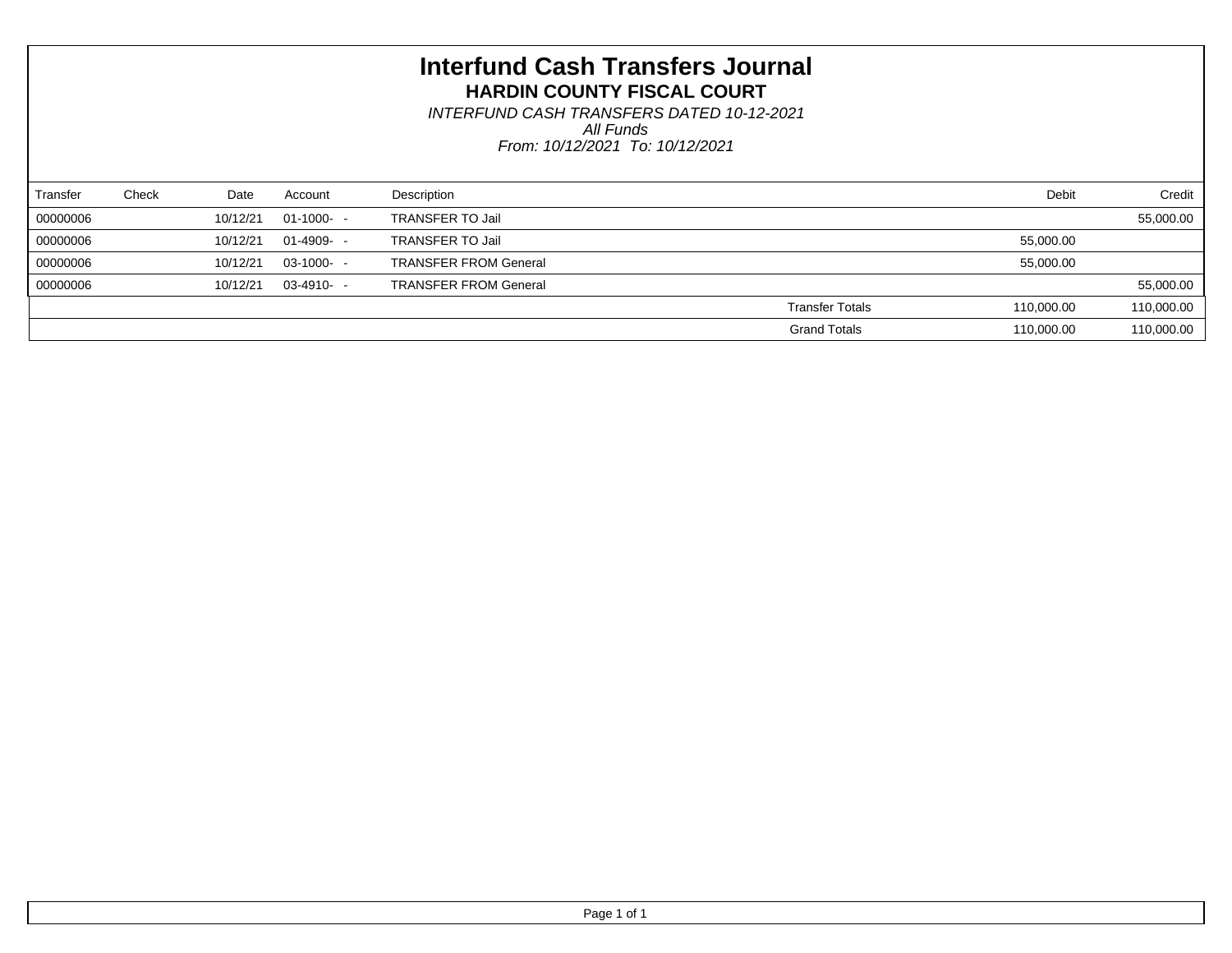# Interfund Cash Transfers Journal

## HARDIN COUNTY FISCAL COURT

*INTERFUND CASH TRANSFERS DATED 10-12-2021*

*All Funds*

*From: 10/12/2021 To: 10/12/2021*

| Transfer | Check | Date | Account | Description | | Debit | Credit |
|---|---|---|---|---|---|---|---|
| 00000006 | | 10/12/21 | 01-1000- - | TRANSFER TO Jail | | | 55,000.00 |
| 00000006 | | 10/12/21 | 01-4909- - | TRANSFER TO Jail | | 55,000.00 | |
| 00000006 | | 10/12/21 | 03-1000- - | TRANSFER FROM General | | 55,000.00 | |
| 00000006 | | 10/12/21 | 03-4910- - | TRANSFER FROM General | | | 55,000.00 |
| | | | | | Transfer Totals | 110,000.00 | 110,000.00 |
| | | | | | Grand Totals | 110,000.00 | 110,000.00 |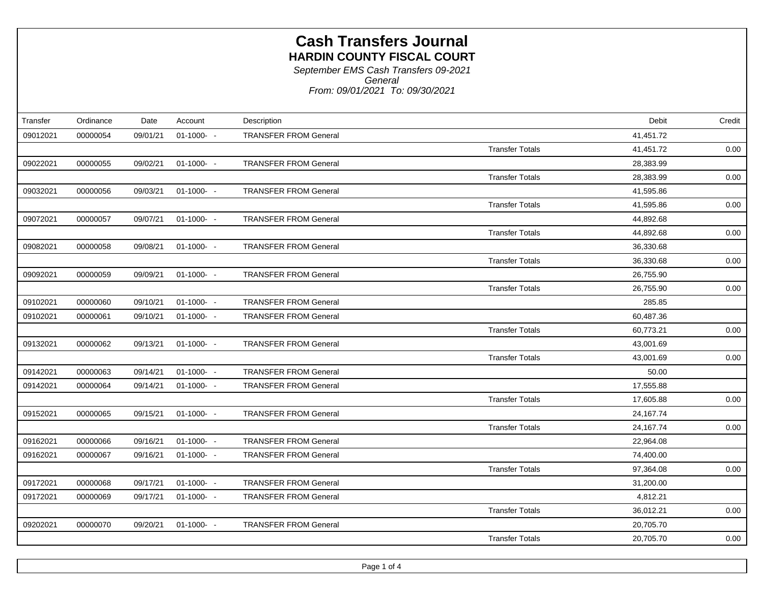# Cash Transfers Journal

## HARDIN COUNTY FISCAL COURT

*September EMS Cash Transfers 09-2021*

*General*

*From: 09/01/2021 To: 09/30/2021*

| Transfer | Ordinance | Date | Account | Description | | Debit | Credit |
|---|---|---|---|---|---|---|---|
| 09012021 | 00000054 | 09/01/21 | 01-1000- - | TRANSFER FROM General | | 41,451.72 | |
| | | | | | Transfer Totals | 41,451.72 | 0.00 |
| 09022021 | 00000055 | 09/02/21 | 01-1000- - | TRANSFER FROM General | | 28,383.99 | |
| | | | | | Transfer Totals | 28,383.99 | 0.00 |
| 09032021 | 00000056 | 09/03/21 | 01-1000- - | TRANSFER FROM General | | 41,595.86 | |
| | | | | | Transfer Totals | 41,595.86 | 0.00 |
| 09072021 | 00000057 | 09/07/21 | 01-1000- - | TRANSFER FROM General | | 44,892.68 | |
| | | | | | Transfer Totals | 44,892.68 | 0.00 |
| 09082021 | 00000058 | 09/08/21 | 01-1000- - | TRANSFER FROM General | | 36,330.68 | |
| | | | | | Transfer Totals | 36,330.68 | 0.00 |
| 09092021 | 00000059 | 09/09/21 | 01-1000- - | TRANSFER FROM General | | 26,755.90 | |
| | | | | | Transfer Totals | 26,755.90 | 0.00 |
| 09102021 | 00000060 | 09/10/21 | 01-1000- - | TRANSFER FROM General | | 285.85 | |
| 09102021 | 00000061 | 09/10/21 | 01-1000- - | TRANSFER FROM General | | 60,487.36 | |
| | | | | | Transfer Totals | 60,773.21 | 0.00 |
| 09132021 | 00000062 | 09/13/21 | 01-1000- - | TRANSFER FROM General | | 43,001.69 | |
| | | | | | Transfer Totals | 43,001.69 | 0.00 |
| 09142021 | 00000063 | 09/14/21 | 01-1000- - | TRANSFER FROM General | | 50.00 | |
| 09142021 | 00000064 | 09/14/21 | 01-1000- - | TRANSFER FROM General | | 17,555.88 | |
| | | | | | Transfer Totals | 17,605.88 | 0.00 |
| 09152021 | 00000065 | 09/15/21 | 01-1000- - | TRANSFER FROM General | | 24,167.74 | |
| | | | | | Transfer Totals | 24,167.74 | 0.00 |
| 09162021 | 00000066 | 09/16/21 | 01-1000- - | TRANSFER FROM General | | 22,964.08 | |
| 09162021 | 00000067 | 09/16/21 | 01-1000- - | TRANSFER FROM General | | 74,400.00 | |
| | | | | | Transfer Totals | 97,364.08 | 0.00 |
| 09172021 | 00000068 | 09/17/21 | 01-1000- - | TRANSFER FROM General | | 31,200.00 | |
| 09172021 | 00000069 | 09/17/21 | 01-1000- - | TRANSFER FROM General | | 4,812.21 | |
| | | | | | Transfer Totals | 36,012.21 | 0.00 |
| 09202021 | 00000070 | 09/20/21 | 01-1000- - | TRANSFER FROM General | | 20,705.70 | |
| | | | | | Transfer Totals | 20,705.70 | 0.00 |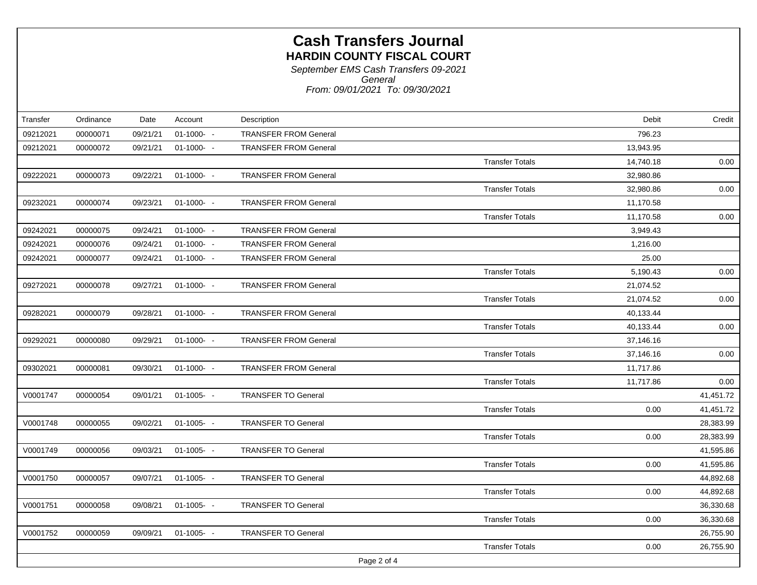# Cash Transfers Journal

## HARDIN COUNTY FISCAL COURT

*September EMS Cash Transfers 09-2021*

*General*

*From: 09/01/2021 To: 09/30/2021*

| Transfer | Ordinance | Date | Account | Description | | Debit | Credit |
|---|---|---|---|---|---|---|---|
| 09212021 | 00000071 | 09/21/21 | 01-1000- - | TRANSFER FROM General | | 796.23 | |
| 09212021 | 00000072 | 09/21/21 | 01-1000- - | TRANSFER FROM General | | 13,943.95 | |
| | | | | | Transfer Totals | 14,740.18 | 0.00 |
| 09222021 | 00000073 | 09/22/21 | 01-1000- - | TRANSFER FROM General | | 32,980.86 | |
| | | | | | Transfer Totals | 32,980.86 | 0.00 |
| 09232021 | 00000074 | 09/23/21 | 01-1000- - | TRANSFER FROM General | | 11,170.58 | |
| | | | | | Transfer Totals | 11,170.58 | 0.00 |
| 09242021 | 00000075 | 09/24/21 | 01-1000- - | TRANSFER FROM General | | 3,949.43 | |
| 09242021 | 00000076 | 09/24/21 | 01-1000- - | TRANSFER FROM General | | 1,216.00 | |
| 09242021 | 00000077 | 09/24/21 | 01-1000- - | TRANSFER FROM General | | 25.00 | |
| | | | | | Transfer Totals | 5,190.43 | 0.00 |
| 09272021 | 00000078 | 09/27/21 | 01-1000- - | TRANSFER FROM General | | 21,074.52 | |
| | | | | | Transfer Totals | 21,074.52 | 0.00 |
| 09282021 | 00000079 | 09/28/21 | 01-1000- - | TRANSFER FROM General | | 40,133.44 | |
| | | | | | Transfer Totals | 40,133.44 | 0.00 |
| 09292021 | 00000080 | 09/29/21 | 01-1000- - | TRANSFER FROM General | | 37,146.16 | |
| | | | | | Transfer Totals | 37,146.16 | 0.00 |
| 09302021 | 00000081 | 09/30/21 | 01-1000- - | TRANSFER FROM General | | 11,717.86 | |
| | | | | | Transfer Totals | 11,717.86 | 0.00 |
| V0001747 | 00000054 | 09/01/21 | 01-1005- - | TRANSFER TO General | | | 41,451.72 |
| | | | | | Transfer Totals | 0.00 | 41,451.72 |
| V0001748 | 00000055 | 09/02/21 | 01-1005- - | TRANSFER TO General | | | 28,383.99 |
| | | | | | Transfer Totals | 0.00 | 28,383.99 |
| V0001749 | 00000056 | 09/03/21 | 01-1005- - | TRANSFER TO General | | | 41,595.86 |
| | | | | | Transfer Totals | 0.00 | 41,595.86 |
| V0001750 | 00000057 | 09/07/21 | 01-1005- - | TRANSFER TO General | | | 44,892.68 |
| | | | | | Transfer Totals | 0.00 | 44,892.68 |
| V0001751 | 00000058 | 09/08/21 | 01-1005- - | TRANSFER TO General | | | 36,330.68 |
| | | | | | Transfer Totals | 0.00 | 36,330.68 |
| V0001752 | 00000059 | 09/09/21 | 01-1005- - | TRANSFER TO General | | | 26,755.90 |
| | | | | | Transfer Totals | 0.00 | 26,755.90 |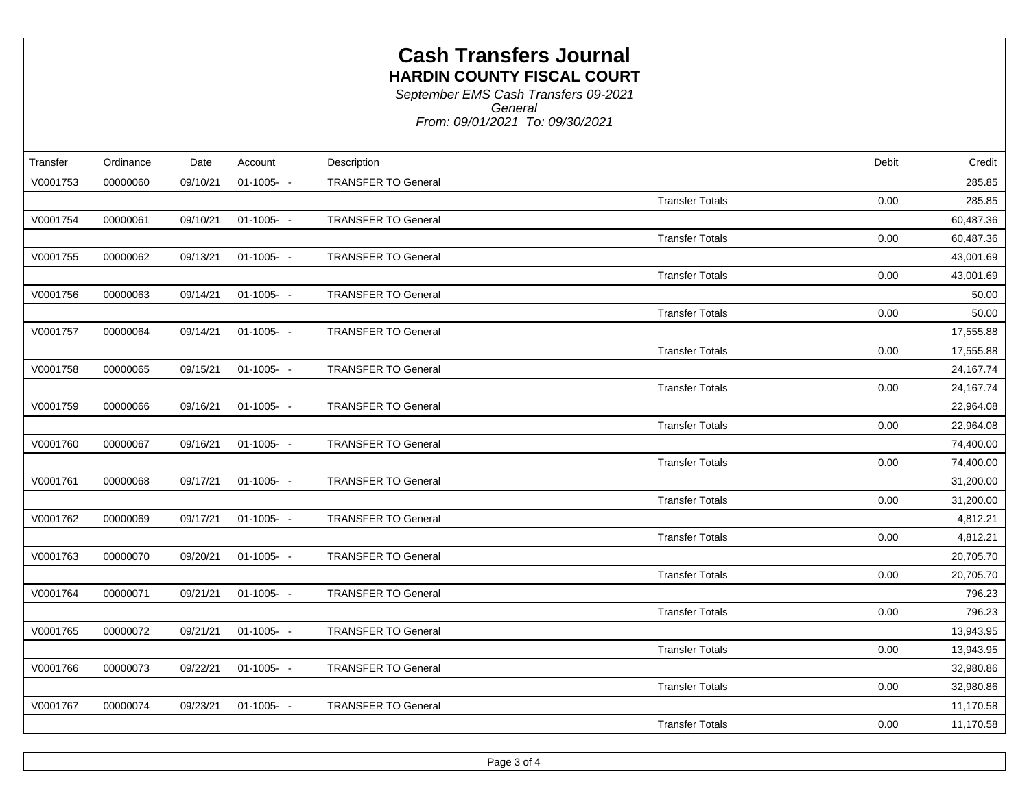# Cash Transfers Journal

## HARDIN COUNTY FISCAL COURT

*September EMS Cash Transfers 09-2021*
*General*
*From: 09/01/2021 To: 09/30/2021*

| Transfer | Ordinance | Date | Account | Description | | Debit | Credit |
|---|---|---|---|---|---|---|---|
| V0001753 | 00000060 | 09/10/21 | 01-1005- - | TRANSFER TO General | | | 285.85 |
| | | | | | Transfer Totals | 0.00 | 285.85 |
| V0001754 | 00000061 | 09/10/21 | 01-1005- - | TRANSFER TO General | | | 60,487.36 |
| | | | | | Transfer Totals | 0.00 | 60,487.36 |
| V0001755 | 00000062 | 09/13/21 | 01-1005- - | TRANSFER TO General | | | 43,001.69 |
| | | | | | Transfer Totals | 0.00 | 43,001.69 |
| V0001756 | 00000063 | 09/14/21 | 01-1005- - | TRANSFER TO General | | | 50.00 |
| | | | | | Transfer Totals | 0.00 | 50.00 |
| V0001757 | 00000064 | 09/14/21 | 01-1005- - | TRANSFER TO General | | | 17,555.88 |
| | | | | | Transfer Totals | 0.00 | 17,555.88 |
| V0001758 | 00000065 | 09/15/21 | 01-1005- - | TRANSFER TO General | | | 24,167.74 |
| | | | | | Transfer Totals | 0.00 | 24,167.74 |
| V0001759 | 00000066 | 09/16/21 | 01-1005- - | TRANSFER TO General | | | 22,964.08 |
| | | | | | Transfer Totals | 0.00 | 22,964.08 |
| V0001760 | 00000067 | 09/16/21 | 01-1005- - | TRANSFER TO General | | | 74,400.00 |
| | | | | | Transfer Totals | 0.00 | 74,400.00 |
| V0001761 | 00000068 | 09/17/21 | 01-1005- - | TRANSFER TO General | | | 31,200.00 |
| | | | | | Transfer Totals | 0.00 | 31,200.00 |
| V0001762 | 00000069 | 09/17/21 | 01-1005- - | TRANSFER TO General | | | 4,812.21 |
| | | | | | Transfer Totals | 0.00 | 4,812.21 |
| V0001763 | 00000070 | 09/20/21 | 01-1005- - | TRANSFER TO General | | | 20,705.70 |
| | | | | | Transfer Totals | 0.00 | 20,705.70 |
| V0001764 | 00000071 | 09/21/21 | 01-1005- - | TRANSFER TO General | | | 796.23 |
| | | | | | Transfer Totals | 0.00 | 796.23 |
| V0001765 | 00000072 | 09/21/21 | 01-1005- - | TRANSFER TO General | | | 13,943.95 |
| | | | | | Transfer Totals | 0.00 | 13,943.95 |
| V0001766 | 00000073 | 09/22/21 | 01-1005- - | TRANSFER TO General | | | 32,980.86 |
| | | | | | Transfer Totals | 0.00 | 32,980.86 |
| V0001767 | 00000074 | 09/23/21 | 01-1005- - | TRANSFER TO General | | | 11,170.58 |
| | | | | | Transfer Totals | 0.00 | 11,170.58 |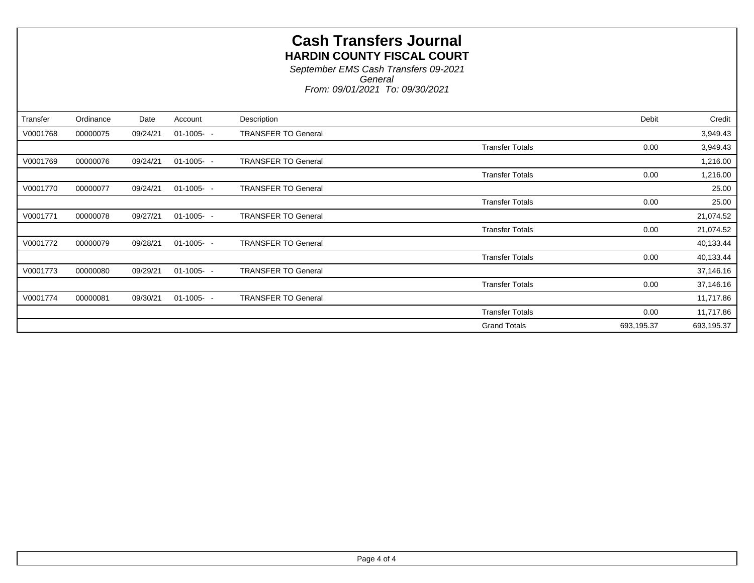# Cash Transfers Journal

## HARDIN COUNTY FISCAL COURT

*September EMS Cash Transfers 09-2021*
*General*
*From: 09/01/2021 To: 09/30/2021*

| Transfer | Ordinance | Date | Account | Description | | Debit | Credit |
|---|---|---|---|---|---|---|---|
| V0001768 | 00000075 | 09/24/21 | 01-1005- - | TRANSFER TO General | | | 3,949.43 |
| | | | | | Transfer Totals | 0.00 | 3,949.43 |
| V0001769 | 00000076 | 09/24/21 | 01-1005- - | TRANSFER TO General | | | 1,216.00 |
| | | | | | Transfer Totals | 0.00 | 1,216.00 |
| V0001770 | 00000077 | 09/24/21 | 01-1005- - | TRANSFER TO General | | | 25.00 |
| | | | | | Transfer Totals | 0.00 | 25.00 |
| V0001771 | 00000078 | 09/27/21 | 01-1005- - | TRANSFER TO General | | | 21,074.52 |
| | | | | | Transfer Totals | 0.00 | 21,074.52 |
| V0001772 | 00000079 | 09/28/21 | 01-1005- - | TRANSFER TO General | | | 40,133.44 |
| | | | | | Transfer Totals | 0.00 | 40,133.44 |
| V0001773 | 00000080 | 09/29/21 | 01-1005- - | TRANSFER TO General | | | 37,146.16 |
| | | | | | Transfer Totals | 0.00 | 37,146.16 |
| V0001774 | 00000081 | 09/30/21 | 01-1005- - | TRANSFER TO General | | | 11,717.86 |
| | | | | | Transfer Totals | 0.00 | 11,717.86 |
| | | | | | Grand Totals | 693,195.37 | 693,195.37 |